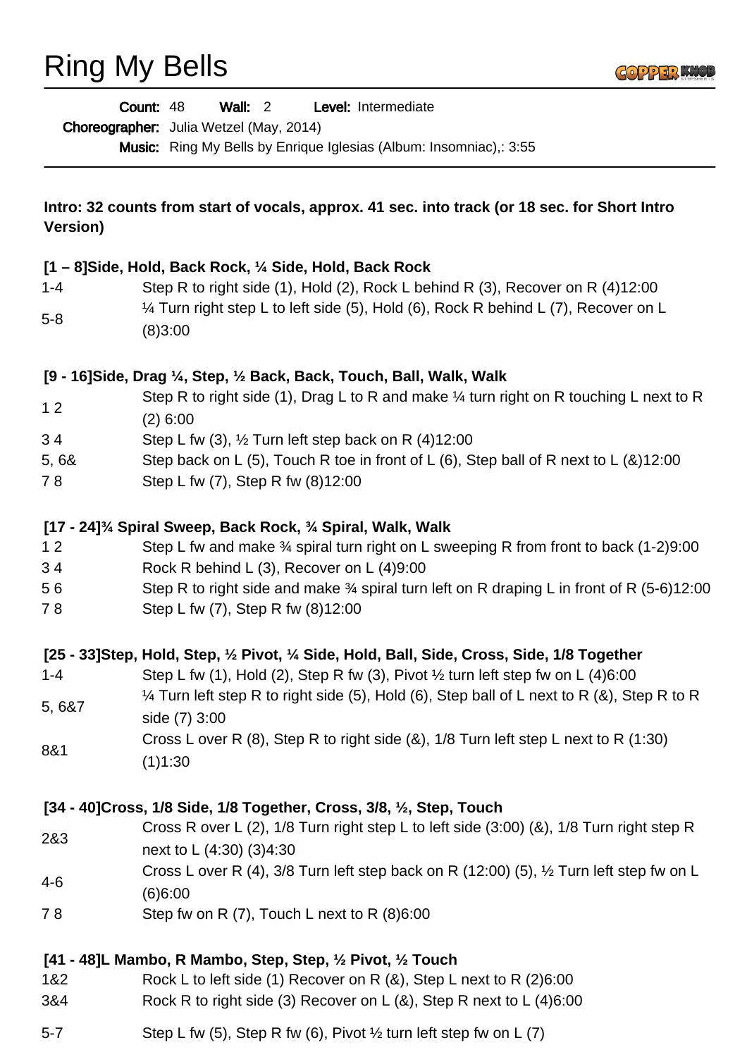# Ring My Bells

**Count:** 48 **Wall:** 2 **Level:** Intermediate

**Choreographer:** Julia Wetzel (May, 2014)

**Music:** Ring My Bells by Enrique Iglesias (Album: Insomniac),: 3:55

**Intro: 32 counts from start of vocals, approx. 41 sec. into track (or 18 sec. for Short Intro Version)**

**[1 – 8]Side, Hold, Back Rock, ¼ Side, Hold, Back Rock**

| | |
|---|---|
| 1-4 | Step R to right side (1), Hold (2), Rock L behind R (3), Recover on R (4)12:00 |
| 5-8 | ¼ Turn right step L to left side (5), Hold (6), Rock R behind L (7), Recover on L (8)3:00 |

**[9 - 16]Side, Drag ¼, Step, ½ Back, Back, Touch, Ball, Walk, Walk**

| | |
|---|---|
| 1 2 | Step R to right side (1), Drag L to R and make ¼ turn right on R touching L next to R (2) 6:00 |
| 3 4 | Step L fw (3), ½ Turn left step back on R (4)12:00 |
| 5, 6& | Step back on L (5), Touch R toe in front of L (6), Step ball of R next to L (&)12:00 |
| 7 8 | Step L fw (7), Step R fw (8)12:00 |

**[17 - 24]¾ Spiral Sweep, Back Rock, ¾ Spiral, Walk, Walk**

| | |
|---|---|
| 1 2 | Step L fw and make ¾ spiral turn right on L sweeping R from front to back (1-2)9:00 |
| 3 4 | Rock R behind L (3), Recover on L (4)9:00 |
| 5 6 | Step R to right side and make ¾ spiral turn left on R draping L in front of R (5-6)12:00 |
| 7 8 | Step L fw (7), Step R fw (8)12:00 |

**[25 - 33]Step, Hold, Step, ½ Pivot, ¼ Side, Hold, Ball, Side, Cross, Side, 1/8 Together**

| | |
|---|---|
| 1-4 | Step L fw (1), Hold (2), Step R fw (3), Pivot ½ turn left step fw on L (4)6:00 |
| 5, 6&7 | ¼ Turn left step R to right side (5), Hold (6), Step ball of L next to R (&), Step R to R side (7) 3:00 |
| 8&1 | Cross L over R (8), Step R to right side (&), 1/8 Turn left step L next to R (1:30) (1)1:30 |

**[34 - 40]Cross, 1/8 Side, 1/8 Together, Cross, 3/8, ½, Step, Touch**

| | |
|---|---|
| 2&3 | Cross R over L (2), 1/8 Turn right step L to left side (3:00) (&), 1/8 Turn right step R next to L (4:30) (3)4:30 |
| 4-6 | Cross L over R (4), 3/8 Turn left step back on R (12:00) (5), ½ Turn left step fw on L (6)6:00 |
| 7 8 | Step fw on R (7), Touch L next to R (8)6:00 |

**[41 - 48]L Mambo, R Mambo, Step, Step, ½ Pivot, ½ Touch**

| | |
|---|---|
| 1&2 | Rock L to left side (1) Recover on R (&), Step L next to R (2)6:00 |
| 3&4 | Rock R to right side (3) Recover on L (&), Step R next to L (4)6:00 |
| 5-7 | Step L fw (5), Step R fw (6), Pivot ½ turn left step fw on L (7) |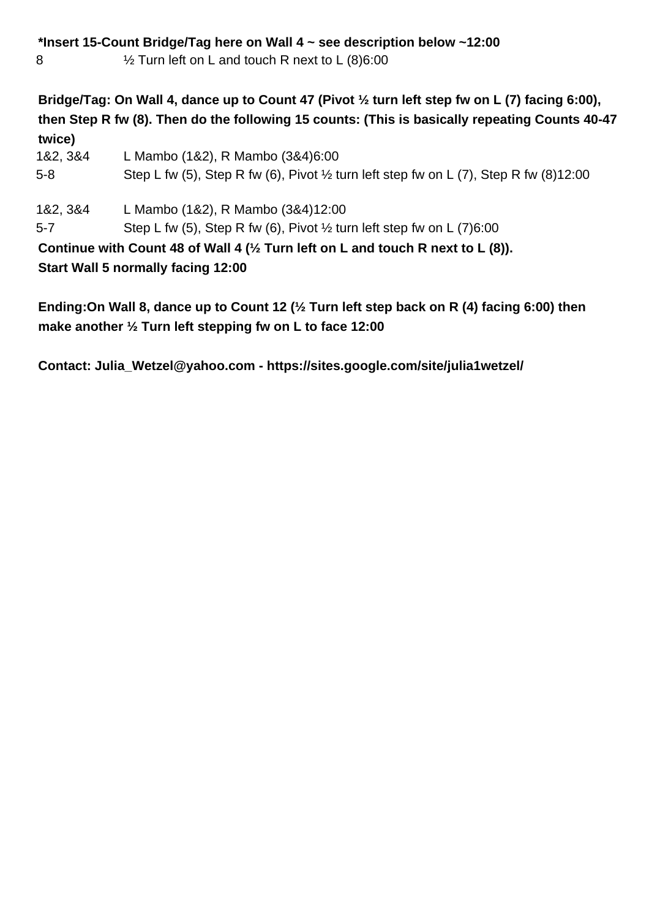**\*Insert 15-Count Bridge/Tag here on Wall 4 ~ see description below ~12:00**

| | |
|---|---|
| 8 | ½ Turn left on L and touch R next to L (8)6:00 |

**Bridge/Tag: On Wall 4, dance up to Count 47 (Pivot ½ turn left step fw on L (7) facing 6:00), then Step R fw (8). Then do the following 15 counts: (This is basically repeating Counts 40-47 twice)**

| | |
|---|---|
| 1&2, 3&4 | L Mambo (1&2), R Mambo (3&4)6:00 |
| 5-8 | Step L fw (5), Step R fw (6), Pivot ½ turn left step fw on L (7), Step R fw (8)12:00 |
| 1&2, 3&4 | L Mambo (1&2), R Mambo (3&4)12:00 |
| 5-7 | Step L fw (5), Step R fw (6), Pivot ½ turn left step fw on L (7)6:00 |

**Continue with Count 48 of Wall 4 (½ Turn left on L and touch R next to L (8)).**
**Start Wall 5 normally facing 12:00**

**Ending:On Wall 8, dance up to Count 12 (½ Turn left step back on R (4) facing 6:00) then make another ½ Turn left stepping fw on L to face 12:00**

**Contact: Julia_Wetzel@yahoo.com - https://sites.google.com/site/julia1wetzel/**